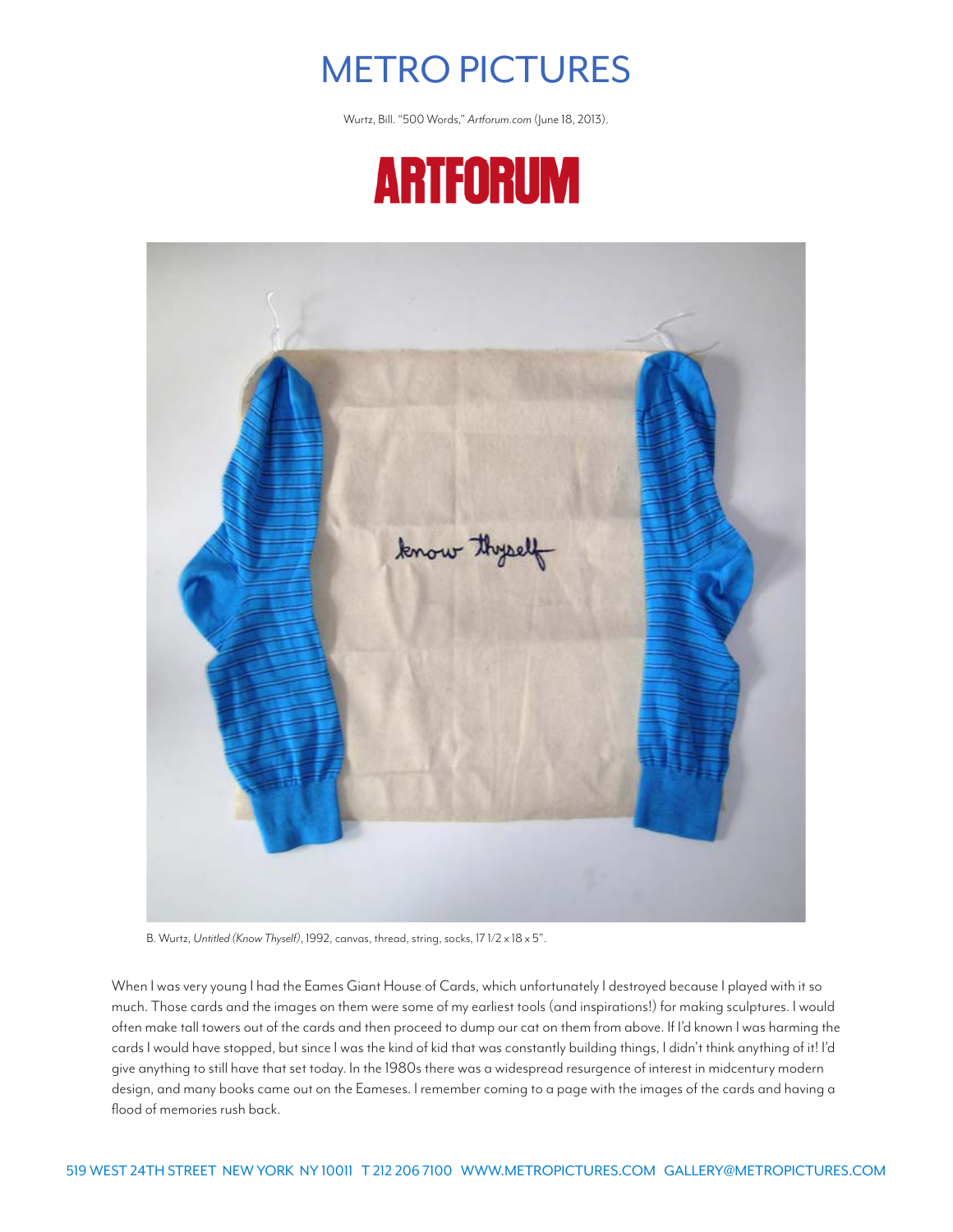# METRO PICTURES

Wurtz, Bill. "500 Words," *Artforum.com* (June 18, 2013).

## ARTFORUM

B. Wurtz, *Untitled (Know Thyself)*, 1992, canvas, thread, string, socks, 17 1/2 x 18 x 5".

When I was very young I had the Eames Giant House of Cards, which unfortunately I destroyed because I played with it so much. Those cards and the images on them were some of my earliest tools (and inspirations!) for making sculptures. I would often make tall towers out of the cards and then proceed to dump our cat on them from above. If I'd known I was harming the cards I would have stopped, but since I was the kind of kid that was constantly building things, I didn't think anything of it! I'd give anything to still have that set today. In the 1980s there was a widespread resurgence of interest in midcentury modern design, and many books came out on the Eameses. I remember coming to a page with the images of the cards and having a flood of memories rush back.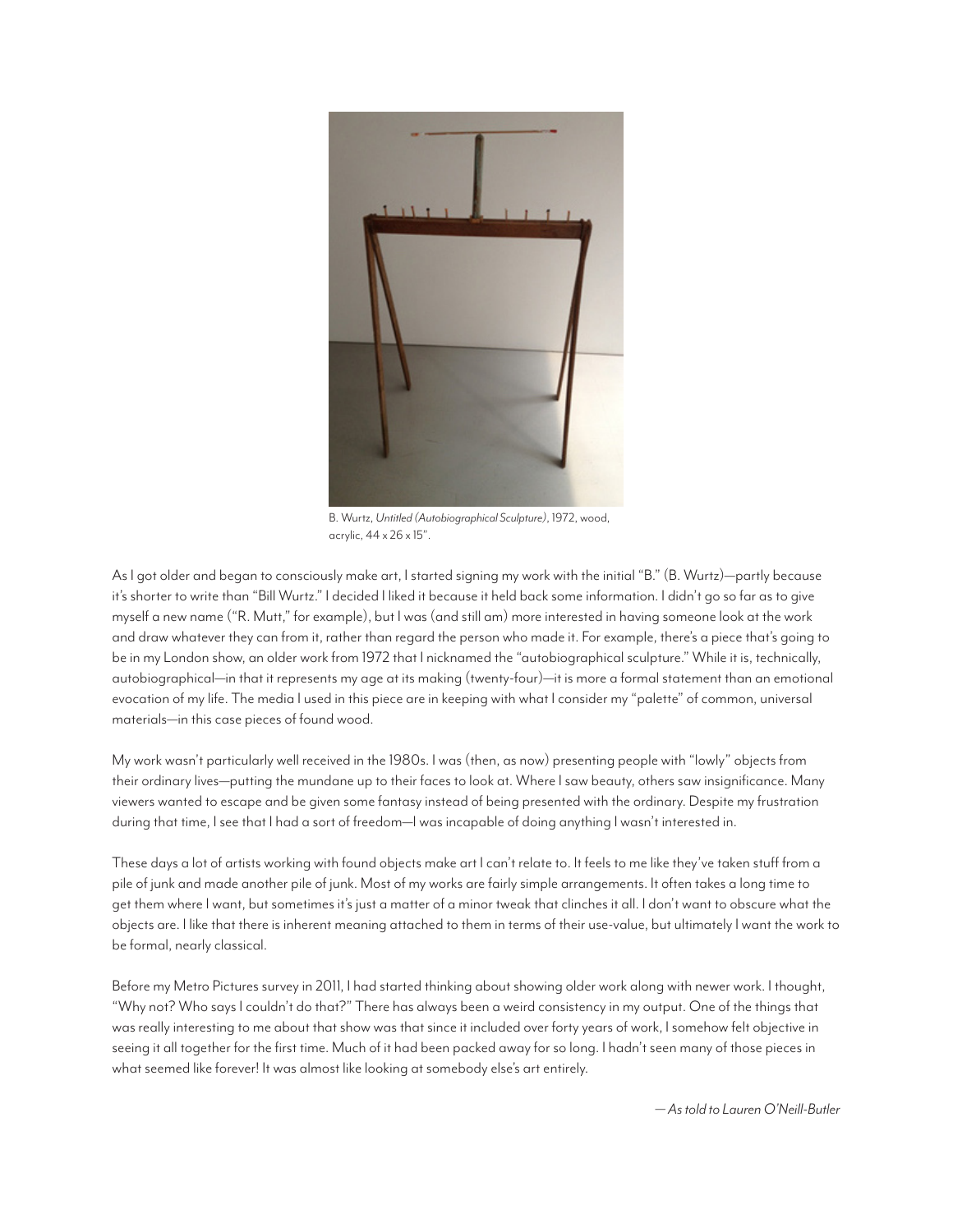B. Wurtz, *Untitled (Autobiographical Sculpture)*, 1972, wood, acrylic, 44 x 26 x 15".

As I got older and began to consciously make art, I started signing my work with the initial "B." (B. Wurtz)—partly because it's shorter to write than "Bill Wurtz." I decided I liked it because it held back some information. I didn't go so far as to give myself a new name ("R. Mutt," for example), but I was (and still am) more interested in having someone look at the work and draw whatever they can from it, rather than regard the person who made it. For example, there's a piece that's going to be in my London show, an older work from 1972 that I nicknamed the "autobiographical sculpture." While it is, technically, autobiographical—in that it represents my age at its making (twenty-four)—it is more a formal statement than an emotional evocation of my life. The media I used in this piece are in keeping with what I consider my "palette" of common, universal materials—in this case pieces of found wood.

My work wasn't particularly well received in the 1980s. I was (then, as now) presenting people with "lowly" objects from their ordinary lives—putting the mundane up to their faces to look at. Where I saw beauty, others saw insignificance. Many viewers wanted to escape and be given some fantasy instead of being presented with the ordinary. Despite my frustration during that time, I see that I had a sort of freedom—I was incapable of doing anything I wasn't interested in.

These days a lot of artists working with found objects make art I can't relate to. It feels to me like they've taken stuff from a pile of junk and made another pile of junk. Most of my works are fairly simple arrangements. It often takes a long time to get them where I want, but sometimes it's just a matter of a minor tweak that clinches it all. I don't want to obscure what the objects are. I like that there is inherent meaning attached to them in terms of their use-value, but ultimately I want the work to be formal, nearly classical.

Before my Metro Pictures survey in 2011, I had started thinking about showing older work along with newer work. I thought, "Why not? Who says I couldn't do that?" There has always been a weird consistency in my output. One of the things that was really interesting to me about that show was that since it included over forty years of work, I somehow felt objective in seeing it all together for the first time. Much of it had been packed away for so long. I hadn't seen many of those pieces in what seemed like forever! It was almost like looking at somebody else's art entirely.

*—As told to Lauren O'Neill-Butler*